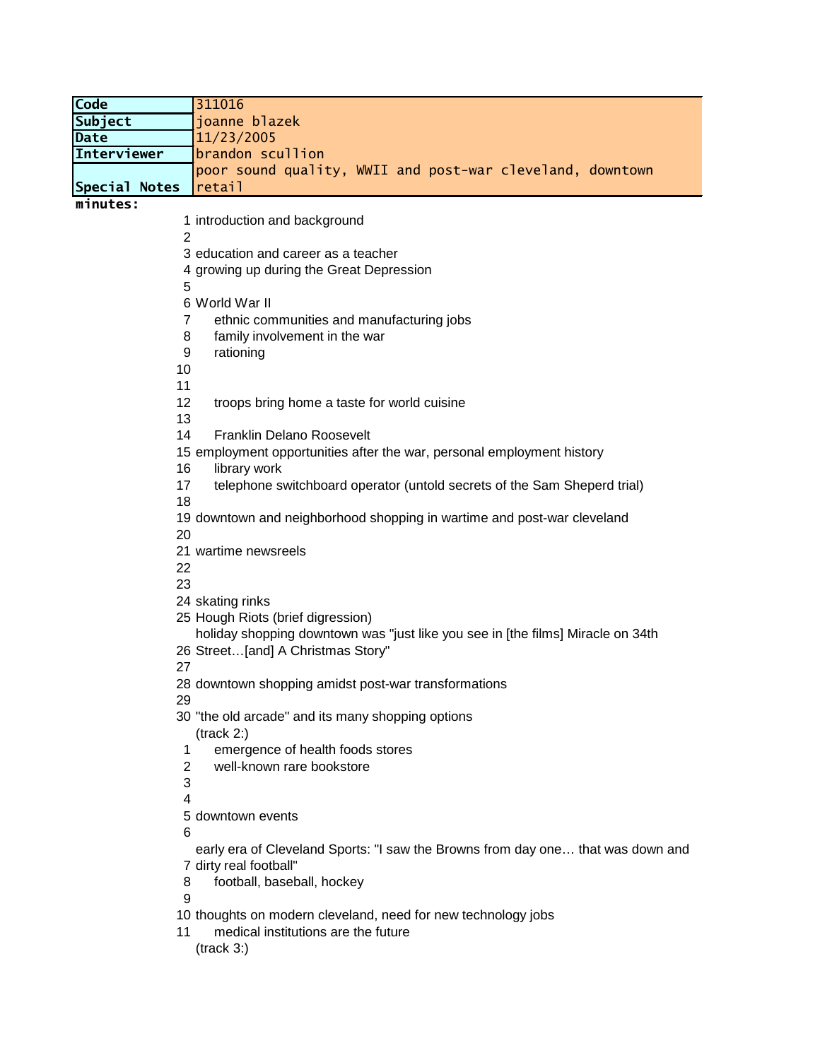| Code | 311016 |
| --- | --- |
| Subject | joanne blazek |
| Date | 11/23/2005 |
| Interviewer | brandon scullion |
| Special Notes | poor sound quality, WWII and post-war cleveland, downtown retail |

**minutes:**

1 introduction and background
2
3 education and career as a teacher
4 growing up during the Great Depression
5
6 World War II
7 &nbsp;&nbsp;&nbsp;&nbsp;ethnic communities and manufacturing jobs
8 &nbsp;&nbsp;&nbsp;&nbsp;family involvement in the war
9 &nbsp;&nbsp;&nbsp;&nbsp;rationing
10
11
12 &nbsp;&nbsp;&nbsp;&nbsp;troops bring home a taste for world cuisine
13
14 &nbsp;&nbsp;&nbsp;&nbsp;Franklin Delano Roosevelt
15 employment opportunities after the war, personal employment history
16 &nbsp;&nbsp;&nbsp;&nbsp;library work
17 &nbsp;&nbsp;&nbsp;&nbsp;telephone switchboard operator (untold secrets of the Sam Sheperd trial)
18
19 downtown and neighborhood shopping in wartime and post-war cleveland
20
21 wartime newsreels
22
23
24 skating rinks
25 Hough Riots (brief digression)
26 holiday shopping downtown was "just like you see in [the films] Miracle on 34th Street…[and] A Christmas Story"
27
28 downtown shopping amidst post-war transformations
29
30 "the old arcade" and its many shopping options

(track 2:)

1 &nbsp;&nbsp;&nbsp;&nbsp;emergence of health foods stores
2 &nbsp;&nbsp;&nbsp;&nbsp;well-known rare bookstore
3
4
5 downtown events
6
7 early era of Cleveland Sports: "I saw the Browns from day one… that was down and dirty real football"
8 &nbsp;&nbsp;&nbsp;&nbsp;football, baseball, hockey
9
10 thoughts on modern cleveland, need for new technology jobs
11 &nbsp;&nbsp;&nbsp;&nbsp;medical institutions are the future

(track 3:)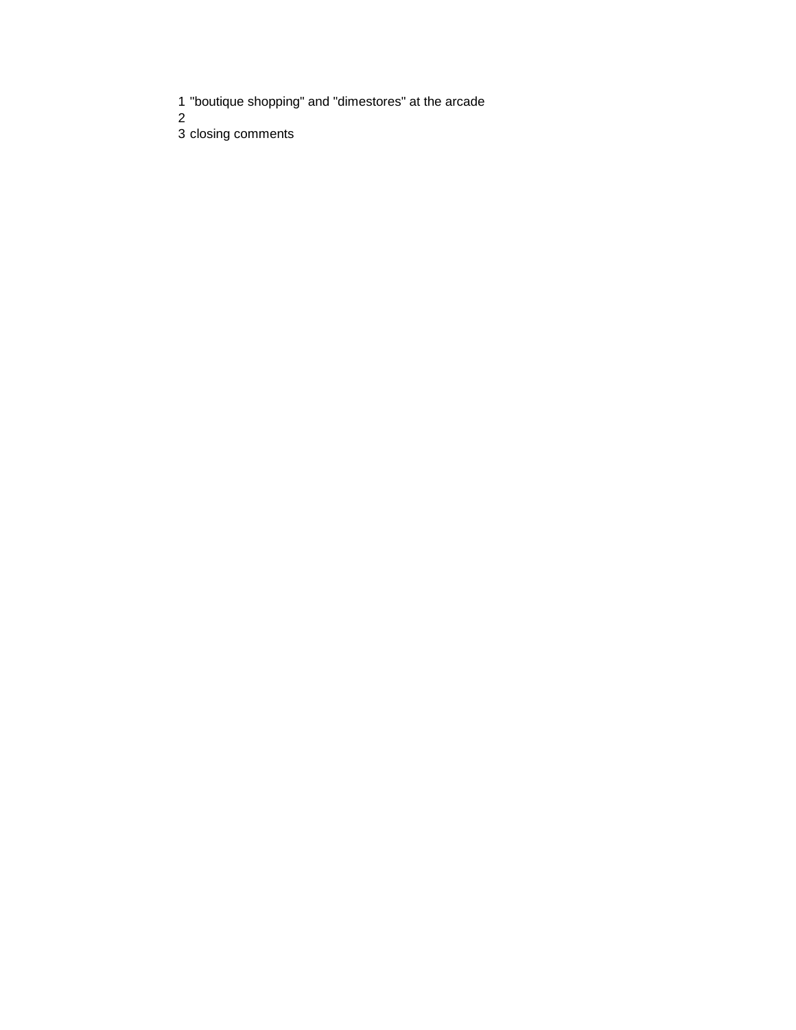1 "boutique shopping" and "dimestores" at the arcade
2
3 closing comments